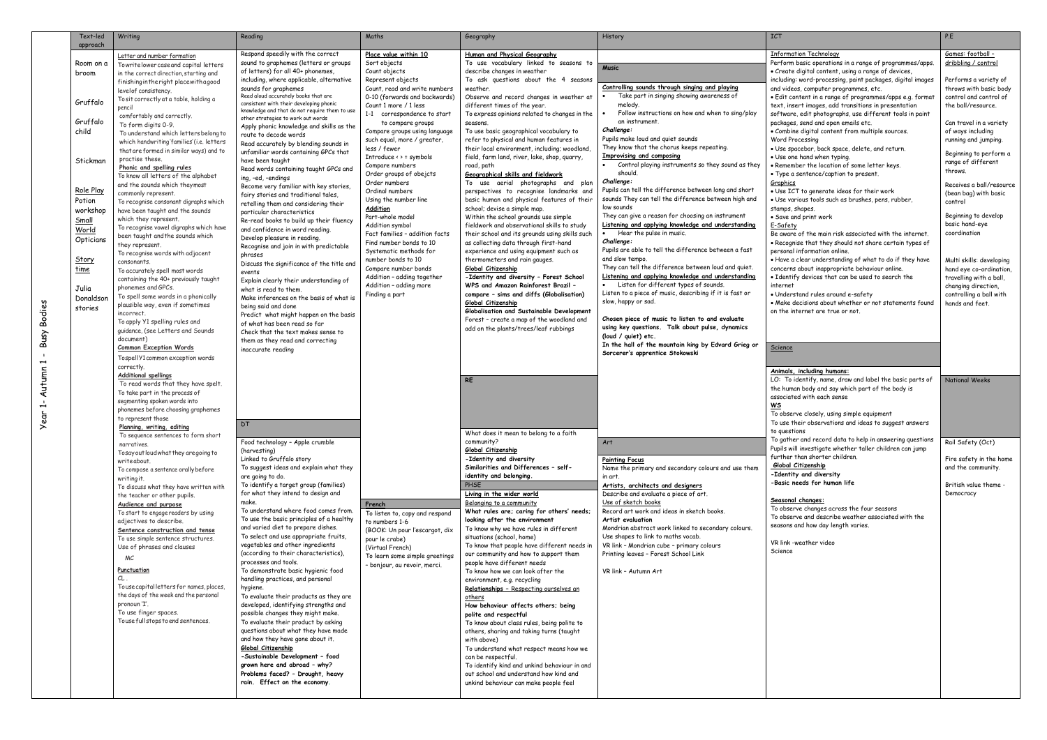# Year 1 - Autumn 1 - Busy Bodies

## Text-led approach

- Room on a broom
- Gruffalo
- Gruffalo child
- Stickman
- Role Play Potion workshop
- Small World Opticians
- Story time
- Julia Donaldson stories

## Writing

**Letter and number formation**

To write lower case and capital letters in the correct direction, starting and finishing in the right place with a good level of consistency.

To sit correctly at a table, holding a pencil comfortably and correctly.

To form digits 0-9.

To understand which letters belong to which handwriting 'families' (i.e. letters that are formed in similar ways) and to practise these.

**Phonic and spelling rules**

To know all letters of the alphabet and the sounds which they most commonly represent.

To recognise consonant digraphs which have been taught and the sounds which they represent.

To recognise vowel digraphs which have been taught and the sounds which they represent.

To recognise words with adjacent consonants.

To accurately spell most words containing the 40+ previously taught phonemes and GPCs.

To spell some words in a phonically plausible way, even if sometimes incorrect.

To apply Y1 spelling rules and guidance, (see Letters and Sounds document)

**Common Exception Words**

To spell Y1 common exception words correctly.

**Additional spellings**

To read words that they have spelt.

To take part in the process of segmenting spoken words into phonemes before choosing graphemes to represent those

**Planning, writing, editing**

To sequence sentences to form short narratives.

To say out loud what they are going to write about.

To compose a sentence orally before writing it.

To discuss what they have written with the teacher or other pupils.

**Audience and purpose**

To start to engage readers by using adjectives to describe.

**Sentence construction and tense**

To use simple sentence structures.

Use of phrases and clauses

MC

**Punctuation**

CL.

To use capital letters for names, places, the days of the week and the personal pronoun 'I'.

To use finger spaces.

To use full stops to end sentences.

## Reading

Respond speedily with the correct sound to graphemes (letters or groups of letters) for all 40+ phonemes, including, where applicable, alternative sounds for graphemes

Read aloud accurately books that are consistent with their developing phonic knowledge and that do not require them to use other strategies to work out words

Apply phonic knowledge and skills as the route to decode words

Read accurately by blending sounds in unfamiliar words containing GPCs that have been taught

Read words containing taught GPCs and ing, –ed, –endings

Become very familiar with key stories, fairy stories and traditional tales, retelling them and considering their particular characteristics

Re-read books to build up their fluency and confidence in word reading.

Develop pleasure in reading.

Recognise and join in with predictable phrases

Discuss the significance of the title and events

Explain clearly their understanding of what is read to them.

Make inferences on the basis of what is being said and done

Predict what might happen on the basis of what has been read so far

Check that the text makes sense to them as they read and correcting inaccurate reading

## DT

Food technology – Apple crumble (harvesting)

Linked to Gruffalo story

To suggest ideas and explain what they are going to do.

To identify a target group (families) for what they intend to design and make.

To understand where food comes from.

To use the basic principles of a healthy and varied diet to prepare dishes.

To select and use appropriate fruits, vegetables and other ingredients (according to their characteristics), processes and tools.

To demonstrate basic hygienic food handling practices, and personal hygiene.

To evaluate their products as they are developed, identifying strengths and possible changes they might make.

To evaluate their product by asking questions about what they have made and how they have gone about it.

**Global Citizenship**

**-Sustainable Development – food grown here and abroad – why? Problems faced? – Drought, heavy rain. Effect on the economy.**

## Maths

**Place value within 10**

Sort objects

Count objects

Represent objects

Count, read and write numbers 0-10 (forwards and backwards)

Count 1 more / 1 less

1-1 correspondence to start to compare groups

Compare groups using language such equal, more / greater, less / fewer

Introduce < > = symbols

Compare numbers

Order groups of obejcts

Order numbers

Ordinal numbers

Using the number line

**Addition**

Part-whole model

Addition symbol

Fact families – addition facts

Find number bonds to 10

Systematic methods for number bonds to 10

Compare number bonds

Addition – adding together

Addition – adding more

Finding a part

## French

To listen to, copy and respond to numbers 1-6

(BOOK: Un pour l'escargot, dix pour le crabe)

(Virtual French)

To learn some simple greetings – bonjour, au revoir, merci.

## Geography

**Human and Physical Geography**

To use vocabulary linked to seasons to describe changes in weather

To ask questions about the 4 seasons weather.

Observe and record changes in weather at different times of the year.

To express opinions related to changes in the seasons.

To use basic geographical vocabulary to refer to physical and human features in their local environment, including; woodland, field, farm land, river, lake, shop, quarry, road, path

**Geographical skills and fieldwork**

To use aerial photographs and plan perspectives to recognise landmarks and basic human and physical features of their school; devise a simple map.

Within the school grounds use simple fieldwork and observational skills to study their school and its grounds using skills such as collecting data through first-hand experience and using equipment such as thermometers and rain gauges.

**Global Citizenship**

**-Identity and diversity – Forest School WPS and Amazon Rainforest Brazil – compare – sims and diffs (Globalisation)**

**Global Citizenship**

**Globalisation and Sustainable Development**

Forest – create a map of the woodland and add on the plants/trees/leaf rubbings

## RE

What does it mean to belong to a faith community?

**Global Citizenship**

**-Identity and diversity**

**Similarities and Differences – self-identity and belonging.**

## PHSE

**Living in the wider world**

Belonging to a community

**What rules are; caring for others' needs; looking after the environment**

To know why we have rules in different situations (school, home)

To know that people have different needs in our community and how to support them people have different needs

To know how we can look after the environment, e.g. recycling

**Relationships – Respecting ourselves an others**

**How behaviour affects others; being polite and respectful**

To know about class rules, being polite to others, sharing and taking turns (taught with above)

To understand what respect means how we can be respectful.

To identify kind and unkind behaviour in and out school and understand how kind and unkind behaviour can make people feel

## History

## Music

**Controlling sounds through singing and playing**

- Take part in singing showing awareness of melody.
- Follow instructions on how and when to sing/play an instrument.

***Challenge:***

Pupils make loud and quiet sounds

They know that the chorus keeps repeating.

**Improvising and composing**

- Control playing instruments so they sound as they should.

***Challenge:***

Pupils can tell the difference between long and short sounds They can tell the difference between high and low sounds

They can give a reason for choosing an instrument

**Listening and applying knowledge and understanding**

- Hear the pulse in music.

***Challenge:***

Pupils are able to tell the difference between a fast and slow tempo.

They can tell the difference between loud and quiet.

**Listening and applying knowledge and understanding**

- Listen for different types of sounds.

Listen to a piece of music, describing if it is fast or slow, happy or sad.

**Chosen piece of music to listen to and evaluate using key questions. Talk about pulse, dynamics (loud / quiet) etc.**

**In the hall of the mountain king by Edvard Grieg or Sorcerer's apprentice Stokowski**

## Art

**Painting Focus**

Name the primary and secondary colours and use them in art.

**Artists, architects and designers**

Describe and evaluate a piece of art.

Use of sketch books

Record art work and ideas in sketch books.

**Artist evaluation**

Mondrian abstract work linked to secondary colours.

Use shapes to link to maths vocab.

VR link – Mondrian cube – primary colours

Printing leaves – Forest School Link

VR link – Autumn Art

## ICT

**Information Technology**

Perform basic operations in a range of programmes/apps.

- Create digital content, using a range of devices, including: word-processing, paint packages, digital images and videos, computer programmes, etc.
- Edit content in a range of programmes/apps e.g. format text, insert images, add transitions in presentation software, edit photographs, use different tools in paint packages, send and open emails etc.
- Combine digital content from multiple sources.

Word Processing

- Use spacebar, back space, delete, and return.
- Use one hand when typing.
- Remember the location of some letter keys.
- Type a sentence/caption to present.

Graphics

- Use ICT to generate ideas for their work
- Use various tools such as brushes, pens, rubber, stamps, shapes.
- Save and print work

E-Safety

Be aware of the main risk associated with the internet.

- Recognise that they should not share certain types of personal information online.
- Have a clear understanding of what to do if they have concerns about inappropriate behaviour online.
- Identify devices that can be used to search the internet
- Understand rules around e-safety
- Make decisions about whether or not statements found on the internet are true or not.

## Science

**Animals, including humans:**

LO: To identify, name, draw and label the basic parts of the human body and say which part of the body is associated with each sense

**WS**

To observe closely, using simple equipment

To use their observations and ideas to suggest answers to questions

To gather and record data to help in answering questions

Pupils will investigate whether taller children can jump further than shorter children.

**Global Citizenship**

**-Identity and diversity**

**-Basic needs for human life**

**Seasonal changes:**

To observe changes across the four seasons

To observe and describe weather associated with the seasons and how day length varies.

VR link -weather video

Science

## P.E

Games: football – dribbling / control

Performs a variety of throws with basic body control and control of the ball/resource.

Can travel in a variety of ways including running and jumping.

Beginning to perform a range of different throws.

Receives a ball/resource (bean bag) with basic control

Beginning to develop basic hand-eye coordination

Multi skills: developing hand eye co-ordination, travelling with a ball, changing direction, controlling a ball with hands and feet.

## National Weeks

Rail Safety (Oct)

Fire safety in the home and the community.

British value theme - Democracy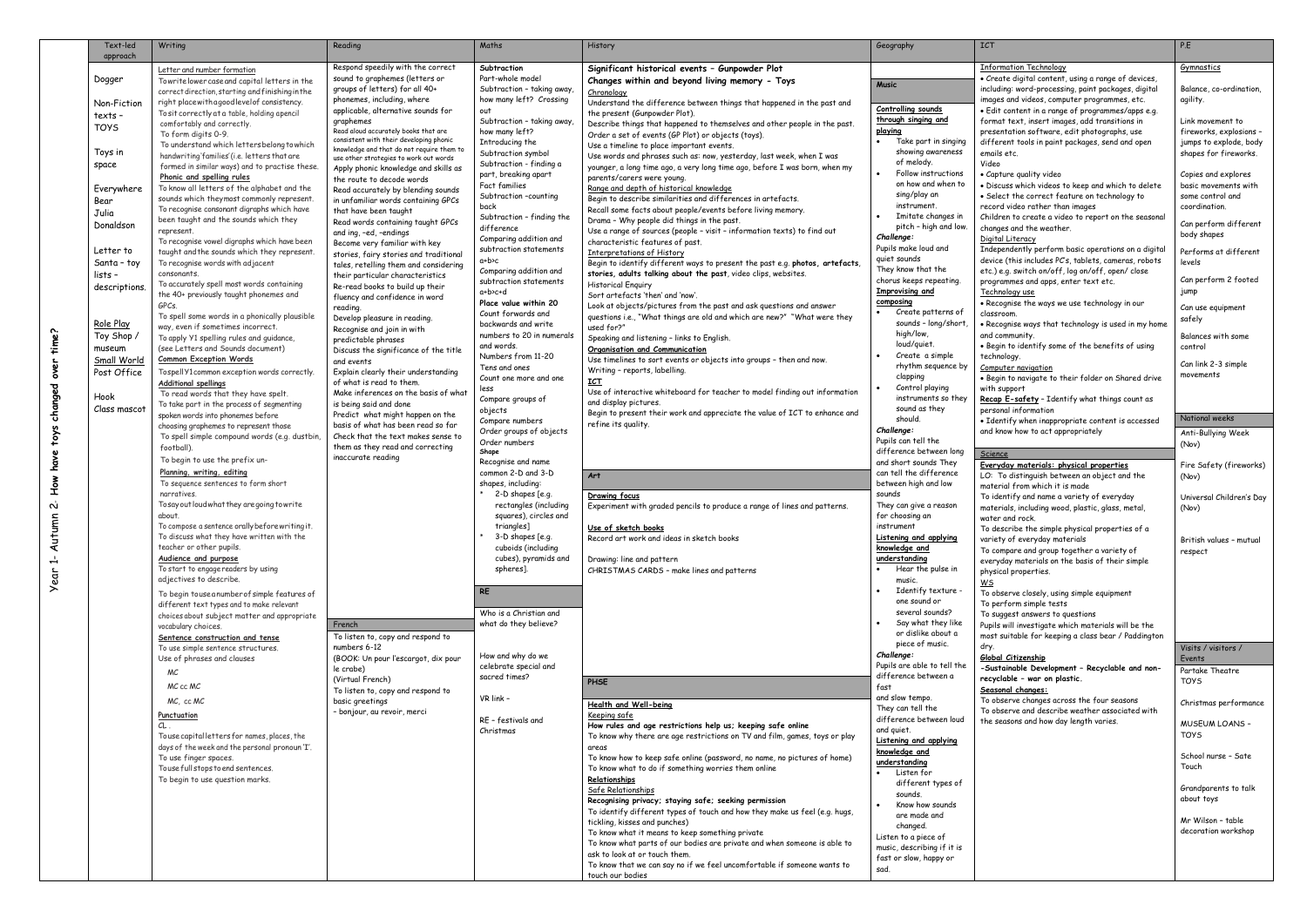# Year 1- Autumn 2- How have toys changed over time?

## Text-led approach

Dogger

Non-Fiction texts – TOYS

Toys in space

Everywhere Bear Julia Donaldson

Letter to Santa – toy lists – descriptions.

Role Play
Toy Shop / museum

Small World
Post Office

Hook
Class mascot

## Writing

**Letter and number formation**
To write lower case and capital letters in the correct direction, starting and finishing in the right place with a good level of consistency.
To sit correctly at a table, holding a pencil comfortably and correctly.
To form digits 0-9.
To understand which letters belong to which handwriting 'families' (i.e. letters that are formed in similar ways) and to practise these.

**Phonic and spelling rules**
To know all letters of the alphabet and the sounds which they most commonly represent.
To recognise consonant digraphs which have been taught and the sounds which they represent.
To recognise vowel digraphs which have been taught and the sounds which they represent.
To recognise words with adjacent consonants.
To accurately spell most words containing the 40+ previously taught phonemes and GPCs.
To spell some words in a phonically plausible way, even if sometimes incorrect.
To apply Y1 spelling rules and guidance, (see Letters and Sounds document)

**Common Exception Words**
To spell Y1 common exception words correctly.

**Additional spellings**
To read words that they have spelt.
To take part in the process of segmenting spoken words into phonemes before choosing graphemes to represent those
To spell simple compound words (e.g. dustbin, football).
To begin to use the prefix un-

**Planning, writing, editing**
To sequence sentences to form short narratives.
To say out loud what they are going to write about.
To compose a sentence orally before writing it.
To discuss what they have written with the teacher or other pupils.

**Audience and purpose**
To start to engage readers by using adjectives to describe.
To begin to use a number of simple features of different text types and to make relevant choices about subject matter and appropriate vocabulary choices.

**Sentence construction and tense**
To use simple sentence structures.
To use of phrases and clauses
MC
MC cc MC
MC, cc MC

**Punctuation**
CL .
To use capital letters for names, places, the days of the week and the personal pronoun 'I'.
To use finger spaces.
To use full stops to end sentences.
To begin to use question marks.

## Reading

Respond speedily with the correct sound to graphemes (letters or groups of letters) for all 40+ phonemes, including, where applicable, alternative sounds for graphemes
Read aloud accurately books that are consistent with their developing phonic knowledge and that do not require them to use other strategies to work out words
Apply phonic knowledge and skills as the route to decode words
Read accurately by blending sounds in unfamiliar words containing GPCs that have been taught
Read words containing taught GPCs and ing, –ed, –endings
Become very familiar with key stories, fairy stories and traditional tales, retelling them and considering their particular characteristics
Re-read books to build up their fluency and confidence in word reading.
Develop pleasure in reading.
Recognise and join in with predictable phrases
Discuss the significance of the title and events
Explain clearly their understanding of what is read to them.
Make inferences on the basis of what is being said and done
Predict what might happen on the basis of what has been read so far
Check that the text makes sense to them as they read and correcting inaccurate reading

## French

To listen to, copy and respond to numbers 6-12
(BOOK: Un pour l'escargot, dix pour le crabe)
(Virtual French)
To listen to, copy and respond to basic greetings
– bonjour, au revoir, merci

## Maths

**Subtraction**
Part-whole model
Subtraction – taking away, how many left? Crossing out
Subtraction – taking away, how many left?
Introducing the Subtraction symbol
Subtraction - finding a part, breaking apart
Fact families
Subtraction –counting back
Subtraction – finding the difference
Comparing addition and subtraction statements a+b>c
Comparing addition and subtraction statements a+b>c+d

**Place value within 20**
Count forwards and backwards and write numbers to 20 in numerals and words.
Numbers from 11-20
Tens and ones
Count one more and one less
Compare groups of objects
Compare numbers
Order groups of objects
Order numbers

**Shape**
Recognise and name common 2-D and 3-D shapes, including:
- 2-D shapes [e.g. rectangles (including squares), circles and triangles]
- 3-D shapes [e.g. cuboids (including cubes), pyramids and spheres].

## RE

Who is a Christian and what do they believe?

How and why do we celebrate special and sacred times?

VR link –

RE – festivals and Christmas

## History

**Significant historical events – Gunpowder Plot**
**Changes within and beyond living memory - Toys**

**Chronology**
Understand the difference between things that happened in the past and the present (Gunpowder Plot).
Describe things that happened to themselves and other people in the past.
Order a set of events (GP Plot) or objects (toys).
Use a timeline to place important events.
Use words and phrases such as: now, yesterday, last week, when I was younger, a long time ago, a very long time ago, before I was born, when my parents/carers were young.

**Range and depth of historical knowledge**
Begin to describe similarities and differences in artefacts.
Recall some facts about people/events before living memory.
Drama – Why people did things in the past.
Use a range of sources (people – visit – information texts) to find out characteristic features of past.

**Interpretations of History**
Begin to identify different ways to present the past e.g. **photos, artefacts, stories, adults talking about the past**, video clips, websites.

Historical Enquiry
Sort artefacts 'then' and 'now'.
Look at objects/pictures from the past and ask questions and answer questions i.e., "What things are old and which are new?" "What were they used for?"
Speaking and listening – links to English.

**Organisation and Communication**
Use timelines to sort events or objects into groups – then and now.
Writing – reports, labelling.

**ICT**
Use of interactive whiteboard for teacher to model finding out information and display pictures.
Begin to present their work and appreciate the value of ICT to enhance and refine its quality.

## Art

**Drawing focus**
Experiment with graded pencils to produce a range of lines and patterns.

**Use of sketch books**
Record art work and ideas in sketch books

Drawing: line and pattern
CHRISTMAS CARDS – make lines and patterns

## PHSE

**Health and Well-being**
Keeping safe
**How rules and age restrictions help us; keeping safe online**
To know why there are age restrictions on TV and film, games, toys or play areas
To know how to keep safe online (password, no name, no pictures of home)
To know what to do if something worries them online

**Relationships**
Safe Relationships
**Recognising privacy; staying safe; seeking permission**
To identify different types of touch and how they make us feel (e.g. hugs, tickling, kisses and punches)
To know what it means to keep something private
To know what parts of our bodies are private and when someone is able to ask to look at or touch them.
To know that we can say no if we feel uncomfortable if someone wants to touch our bodies

## Geography

## Music

**Controlling sounds through singing and playing**
- Take part in singing showing awareness of melody.
- Follow instructions on how and when to sing/play an instrument.
- Imitate changes in pitch – high and low.

*Challenge:*
Pupils make loud and quiet sounds
They know that the chorus keeps repeating.

**Improvising and composing**
- Create patterns of sounds – long/short, high/low, loud/quiet.
- Create a simple rhythm sequence by clapping
- Control playing instruments so they sound as they should.

*Challenge:*
Pupils can tell the difference between long and short sounds They can tell the difference between high and low sounds
They can give a reason for choosing an instrument

**Listening and applying knowledge and understanding**
- Hear the pulse in music.
- Identify texture - one sound or several sounds?
- Say what they like or dislike about a piece of music.

*Challenge:*
Pupils are able to tell the difference between a fast and slow tempo.
They can tell the difference between loud and quiet.

**Listening and applying knowledge and understanding**
- Listen for different types of sounds.
- Know how sounds are made and changed.

Listen to a piece of music, describing if it is fast or slow, happy or sad.

## ICT

**Information Technology**
- Create digital content, using a range of devices, including: word-processing, paint packages, digital images and videos, computer programmes, etc.
- Edit content in a range of programmes/apps e.g. format text, insert images, add transitions in presentation software, edit photographs, use different tools in paint packages, send and open emails etc.

Video
- Capture quality video
- Discuss which videos to keep and which to delete
- Select the correct feature on technology to record video rather than images

Children to create a video to report on the seasonal changes and the weather.

**Digital Literacy**
Independently perform basic operations on a digital device (this includes PC's, tablets, cameras, robots etc.) e.g. switch on/off, log on/off, open/ close programmes and apps, enter text etc.

**Technology use**
- Recognise the ways we use technology in our classroom.
- Recognise ways that technology is used in my home and community.
- Begin to identify some of the benefits of using technology.

**Computer navigation**
- Begin to navigate to their folder on Shared drive with support

**Recap E-safety** – Identify what things count as personal information
- Identify when inappropriate content is accessed and know how to act appropriately

## Science

**Everyday materials: physical properties**
LO: To distinguish between an object and the material from which it is made
To identify and name a variety of everyday materials, including wood, plastic, glass, metal, water and rock.
To describe the simple physical properties of a variety of everyday materials
To compare and group together a variety of everyday materials on the basis of their simple physical properties.

**WS**
To observe closely, using simple equipment
To perform simple tests
To suggest answers to questions
Pupils will investigate which materials will be the most suitable for keeping a class bear / Paddington dry.

**Global Citizenship**
**-Sustainable Development – Recyclable and non-recyclable – war on plastic.**

**Seasonal changes:**
To observe changes across the four seasons
To observe and describe weather associated with the seasons and how day length varies.

## P.E

**Gymnastics**

Balance, co-ordination, agility.

Link movement to fireworks, explosions – jumps to explode, body shapes for fireworks.

Copies and explores basic movements with some control and coordination.

Can perform different body shapes

Performs at different levels

Can perform 2 footed jump

Can use equipment safely

Balances with some control

Can link 2-3 simple movements

## National weeks

Anti-Bullying Week (Nov)

Fire Safety (fireworks) (Nov)

Universal Children's Day (Nov)

British values – mutual respect

## Visits / visitors / Events

Partake Theatre TOYS

Christmas performance

MUSEUM LOANS – TOYS

School nurse – Safe Touch

Grandparents to talk about toys

Mr Wilson – table decoration workshop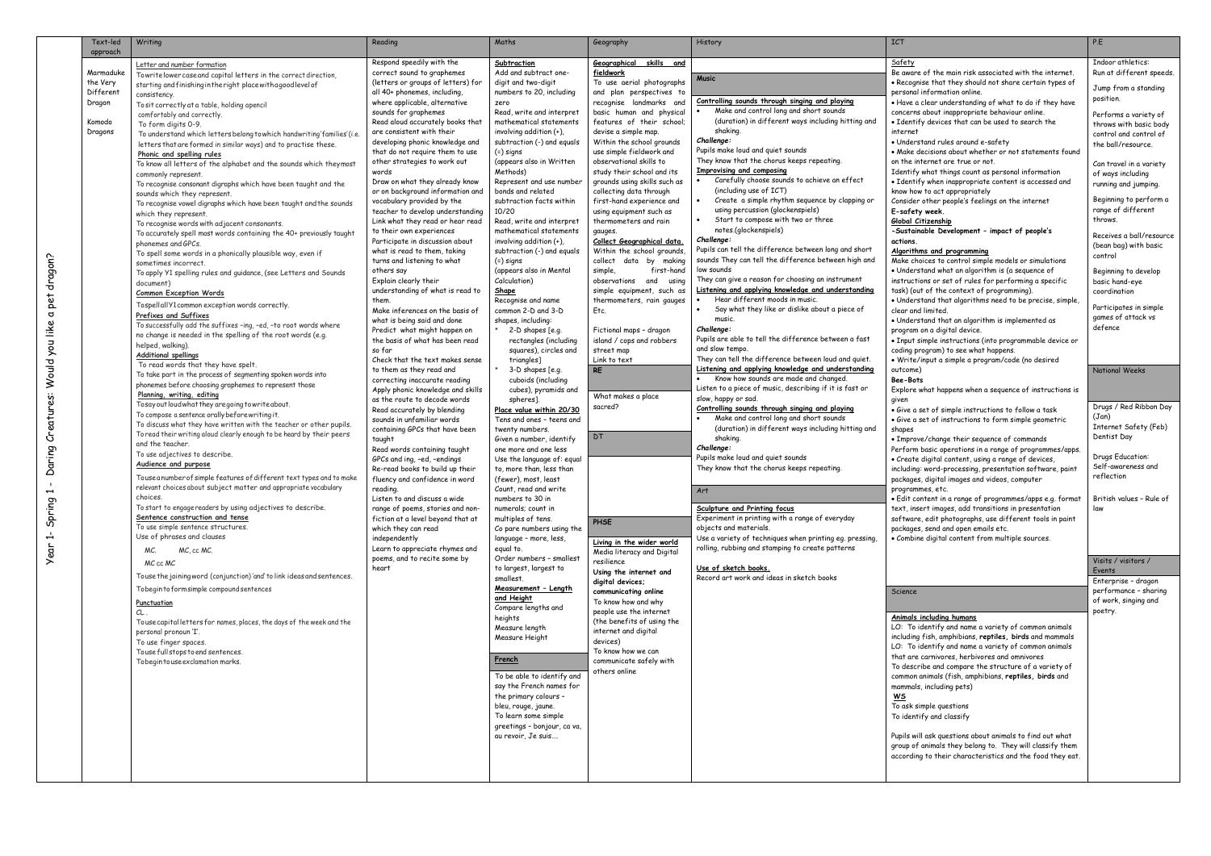Year 1- Spring 1 - Daring Creatures: Would you like a pet dragon?

| Text-led approach | Writing | Reading | Maths | Geography | History | ICT | P.E |
|---|---|---|---|---|---|---|---|
| Marmaduke the Very Different Dragon<br><br>Komodo Dragons | **Letter and number formation**<br>To write lower case and capital letters in the correct direction, starting and finishing in the right place with a good level of consistency.<br>To sit correctly at a table, holding a pencil comfortably and correctly.<br>To form digits 0-9.<br>To understand which letters belong to which handwriting 'families' (i.e. letters that are formed in similar ways) and to practise these.<br>**Phonic and spelling rules**<br>To know all letters of the alphabet and the sounds which they most commonly represent.<br>To recognise consonant digraphs which have been taught and the sounds which they represent.<br>To recognise vowel digraphs which have been taught and the sounds which they represent.<br>To recognise words with adjacent consonants.<br>To accurately spell most words containing the 40+ previously taught phonemes and GPCs.<br>To spell some words in a phonically plausible way, even if sometimes incorrect.<br>To apply Y1 spelling rules and guidance, (see Letters and Sounds document)<br>**Common Exception Words**<br>To spell all Y1 common exception words correctly.<br>**Prefixes and Suffixes**<br>To successfully add the suffixes –ing, –ed, –to root words where no change is needed in the spelling of the root words (e.g. helped, walking).<br>**Additional spellings**<br>To read words that they have spelt.<br>To take part in the process of segmenting spoken words into phonemes before choosing graphemes to represent those<br>**Planning, writing, editing**<br>To say out loud what they are going to write about.<br>To compose a sentence orally before writing it.<br>To discuss what they have written with the teacher or other pupils.<br>To read their writing aloud clearly enough to be heard by their peers and the teacher.<br>To use adjectives to describe.<br>**Audience and purpose**<br>To use a number of simple features of different text types and to make relevant choices about subject matter and appropriate vocabulary choices.<br>To start to engage readers by using adjectives to describe.<br>**Sentence construction and tense**<br>To use simple sentence structures.<br>Use of phrases and clauses<br>MC. MC, cc MC.<br>MC cc MC<br>To use the joining word (conjunction) 'and' to link ideas and sentences.<br>To begin to form simple compound sentences<br>**Punctuation**<br>CL.<br>To use capital letters for names, places, the days of the week and the personal pronoun 'I'.<br>To use finger spaces.<br>To use full stops to end sentences.<br>To begin to use exclamation marks. | Respond speedily with the correct sound to graphemes (letters or groups of letters) for all 40+ phonemes, including, where applicable, alternative sounds for graphemes<br>Read aloud accurately books that are consistent with their developing phonic knowledge and that do not require them to use other strategies to work out words<br>Draw on what they already know or on background information and vocabulary provided by the teacher to develop understanding<br>Link what they read or hear read to their own experiences<br>Participate in discussion about what is read to them, taking turns and listening to what others say<br>Explain clearly their understanding of what is read to them.<br>Make inferences on the basis of what is being said and done<br>Predict what might happen on the basis of what has been read so far<br>Check that the text makes sense to them as they read and correcting inaccurate reading<br>Apply phonic knowledge and skills as the route to decode words<br>Read accurately by blending sounds in unfamiliar words containing GPCs that have been taught<br>Read words containing taught GPCs and ing, –ed, –endings<br>Re-read books to build up their fluency and confidence in word reading.<br>Listen to and discuss a wide range of poems, stories and non-fiction at a level beyond that at which they can read independently<br>Learn to appreciate rhymes and poems, and to recite some by heart | **Subtraction**<br>Add and subtract one-digit and two-digit numbers to 20, including zero<br>Read, write and interpret mathematical statements involving addition (+), subtraction (-) and equals (=) signs<br>(appears also in Written Methods)<br>Represent and use number bonds and related subtraction facts within 10/20<br>Read, write and interpret mathematical statements involving addition (+), subtraction (-) and equals (=) signs<br>(appears also in Mental Calculation)<br>**Shape**<br>Recognise and name common 2-D and 3-D shapes, including:<br>* 2-D shapes [e.g. rectangles (including squares), circles and triangles]<br>* 3-D shapes [e.g. cuboids (including cubes), pyramids and spheres].<br>**Place value within 20/30**<br>Tens and ones – teens and twenty numbers.<br>Given a number, identify one more and one less<br>Use the language of: equal to, more than, less than (fewer), most, least<br>Count, read and write numbers to 30 in numerals; count in multiples of tens.<br>Compare numbers using the language – more, less, equal to.<br>Order numbers – smallest to largest, largest to smallest.<br>**Measurement – Length and Height**<br>Compare lengths and heights<br>Measure length<br>Measure Height<br><br>**French**<br>To be able to identify and say the French names for the primary colours – bleu, rouge, jaune.<br>To learn some simple greetings – bonjour, ca va, au revoir, Je suis…. | **Geographical skills and fieldwork**<br>To use aerial photographs and plan perspectives to recognise landmarks and basic human and physical features of their school; devise a simple map.<br>Within the school grounds use simple fieldwork and observational skills to study their school and its grounds using skills such as collecting data through first-hand experience and using equipment such as thermometers and rain gauges.<br>**Collect Geographical data.**<br>Within the school grounds, collect data by making simple, first-hand observations and using simple equipment, such as thermometers, rain gauges Etc.<br><br>Fictional maps – dragon island / cops and robbers street map<br>Link to text<br><br>**RE**<br>What makes a place sacred?<br><br>**DT**<br><br>**PHSE**<br>**Living in the wider world**<br>Media literacy and Digital resilience<br>**Using the internet and digital devices; communicating online**<br>To know how and why people use the internet (the benefits of using the internet and digital devices)<br>To know how we can communicate safely with others online | **Music**<br>**Controlling sounds through singing and playing**<br>• Make and control long and short sounds (duration) in different ways including hitting and shaking.<br>*Challenge:*<br>Pupils make loud and quiet sounds<br>They know that the chorus keeps repeating.<br>**Improvising and composing**<br>• Carefully choose sounds to achieve an effect (including use of ICT)<br>• Create a simple rhythm sequence by clapping or using percussion (glockenspiels)<br>• Start to compose with two or three notes.(glockenspiels)<br>*Challenge:*<br>Pupils can tell the difference between long and short sounds They can tell the difference between high and low sounds<br>They can give a reason for choosing an instrument<br>**Listening and applying knowledge and understanding**<br>• Hear different moods in music.<br>• Say what they like or dislike about a piece of music.<br>*Challenge:*<br>Pupils are able to tell the difference between a fast and slow tempo.<br>They can tell the difference between loud and quiet.<br>**Listening and applying knowledge and understanding**<br>• Know how sounds are made and changed.<br>Listen to a piece of music, describing if it is fast or slow, happy or sad.<br>**Controlling sounds through singing and playing**<br>• Make and control long and short sounds (duration) in different ways including hitting and shaking.<br>*Challenge:*<br>Pupils make loud and quiet sounds<br>They know that the chorus keeps repeating.<br><br>**Art**<br>**Sculpture and Printing focus**<br>Experiment in printing with a range of everyday objects and materials.<br>Use a variety of techniques when printing eg. pressing, rolling, rubbing and stamping to create patterns<br><br>**Use of sketch books.**<br>Record art work and ideas in sketch books | **Safety**<br>Be aware of the main risk associated with the internet.<br>• Recognise that they should not share certain types of personal information online.<br>• Have a clear understanding of what to do if they have concerns about inappropriate behaviour online.<br>• Identify devices that can be used to search the internet<br>• Understand rules around e-safety<br>• Make decisions about whether or not statements found on the internet are true or not.<br>Identify what things count as personal information<br>• Identify when inappropriate content is accessed and know how to act appropriately<br>Consider other people's feelings on the internet<br>**E-safety week.**<br>**Global Citizenship**<br>**-Sustainable Development – impact of people's actions.**<br>**Algorithms and programming**<br>Make choices to control simple models or simulations<br>• Understand what an algorithm is (a sequence of instructions or set of rules for performing a specific task) (out of the context of programming).<br>• Understand that algorithms need to be precise, simple, clear and limited.<br>• Understand that an algorithm is implemented as program on a digital device.<br>• Input simple instructions (into programmable device or coding program) to see what happens.<br>• Write/input a simple a program/code (no desired outcome)<br>**Bee-Bots**<br>Explore what happens when a sequence of instructions is given<br>• Give a set of simple instructions to follow a task<br>• Give a set of instructions to form simple geometric shapes<br>• Improve/change their sequence of commands<br>Perform basic operations in a range of programmes/apps.<br>• Create digital content, using a range of devices, including: word-processing, presentation software, paint packages, digital images and videos, computer programmes, etc.<br>• Edit content in a range of programmes/apps e.g. format text, insert images, add transitions in presentation software, edit photographs, use different tools in paint packages, send and open emails etc.<br>• Combine digital content from multiple sources.<br><br>**Science**<br>**Animals including humans**<br>LO: To identify and name a variety of common animals including fish, amphibians, **reptiles**, **birds** and mammals<br>LO: To identify and name a variety of common animals that are carnivores, herbivores and omnivores<br>To describe and compare the structure of a variety of common animals (fish, amphibians, **reptiles**, **birds** and mammals, including pets)<br>**WS**<br>To ask simple questions<br>To identify and classify<br><br>Pupils will ask questions about animals to find out what group of animals they belong to. They will classify them according to their characteristics and the food they eat. | Indoor athletics:<br>Run at different speeds.<br>Jump from a standing position.<br>Performs a variety of throws with basic body control and control of the ball/resource.<br>Can travel in a variety of ways including running and jumping.<br>Beginning to perform a range of different throws.<br>Receives a ball/resource (bean bag) with basic control<br>Beginning to develop basic hand-eye coordination<br>Participates in simple games of attack vs defence<br><br>**National Weeks**<br>Drugs / Red Ribbon Day (Jan)<br>Internet Safety (Feb)<br>Dentist Day<br>Drugs Education: Self-awareness and reflection<br>British values – Rule of law<br><br>**Visits / visitors / Events**<br>Enterprise – dragon performance – sharing of work, singing and poetry. |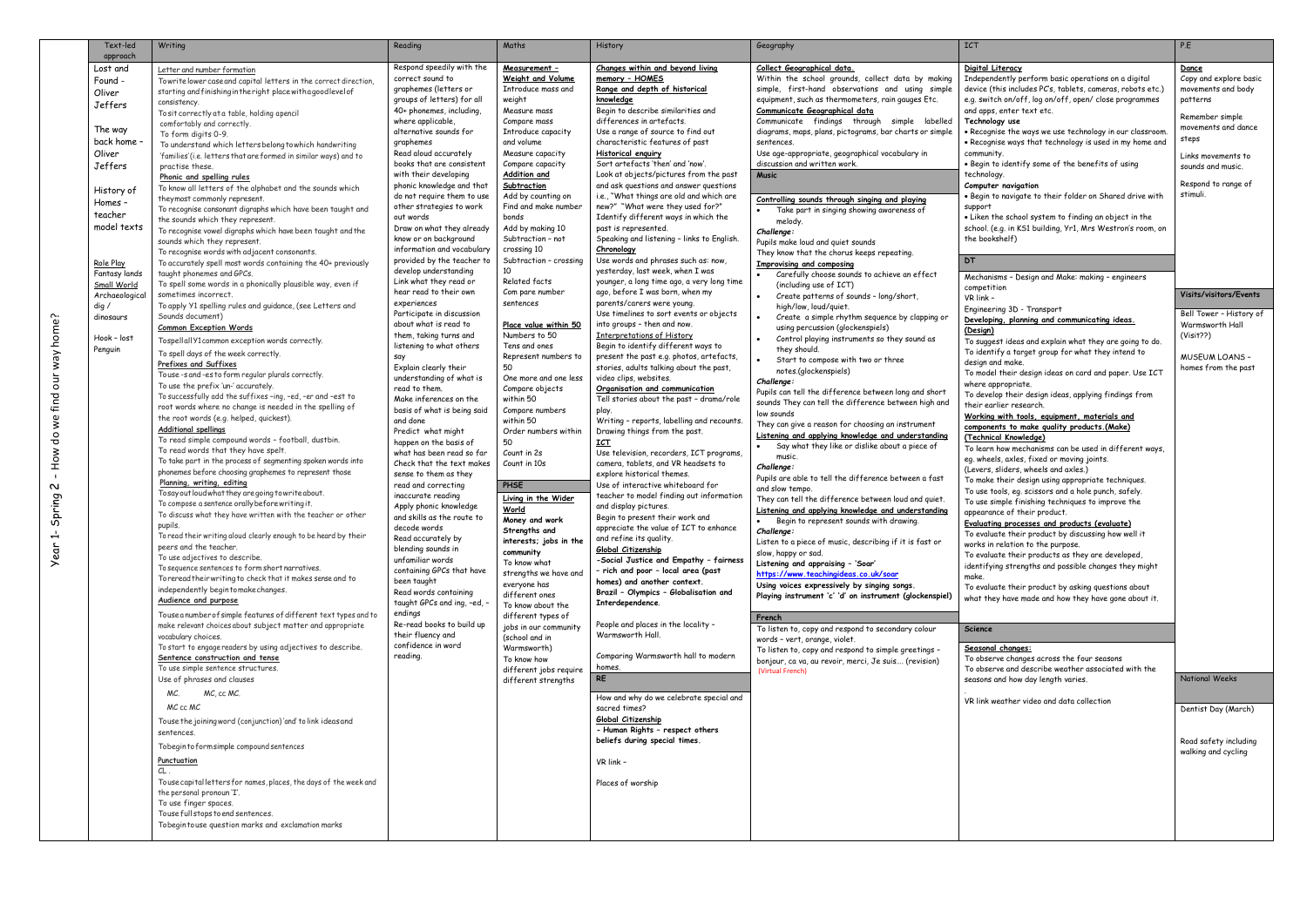# Year 1- Spring 2 - How do we find our way home?

| Text-led approach | Writing | Reading | Maths | History | Geography | ICT | P.E |
|---|---|---|---|---|---|---|---|
| Lost and Found - Oliver Jeffers<br><br>The way back home - Oliver Jeffers<br><br>History of Homes - teacher model texts<br><br>Role Play<br>Fantasy lands<br>Small World<br>Archaeological dig / dinosaurs<br><br>Hook - lost Penguin | **Letter and number formation**<br>To write lower case and capital letters in the correct direction, starting and finishing in the right place with a good level of consistency.<br>To sit correctly at a table, holding a pencil comfortably and correctly.<br>To form digits 0-9.<br>To understand which letters belong to which handwriting 'families' (i.e. letters that are formed in similar ways) and to practise these.<br>**Phonic and spelling rules**<br>To know all letters of the alphabet and the sounds which they most commonly represent.<br>To recognise consonant digraphs which have been taught and the sounds which they represent.<br>To recognise vowel digraphs which have been taught and the sounds which they represent.<br>To recognise words with adjacent consonants.<br>To accurately spell most words containing the 40+ previously taught phonemes and GPCs.<br>To spell some words in a phonically plausible way, even if sometimes incorrect.<br>To apply Y1 spelling rules and guidance, (see Letters and Sounds document)<br>**Common Exception Words**<br>To spell all Y1 common exception words correctly.<br>To spell days of the week correctly.<br>**Prefixes and Suffixes**<br>To use -s and -es to form regular plurals correctly.<br>To use the prefix 'un-' accurately.<br>To successfully add the suffixes –ing, -ed, -er and –est to root words where no change is needed in the spelling of the root words (e.g. helped, quickest).<br>**Additional spellings**<br>To read simple compound words – football, dustbin.<br>To read words that they have spelt.<br>To take part in the process of segmenting spoken words into phonemes before choosing graphemes to represent those phonemes.<br>**Planning, writing, editing**<br>To say out loud what they are going to write about.<br>To compose a sentence orally before writing it.<br>To discuss what they have written with the teacher or other pupils.<br>To read their writing aloud clearly enough to be heard by their peers and the teacher.<br>To use adjectives to describe.<br>To sequence sentences to form short narratives.<br>To reread their writing to check that it makes sense and to independently begin to make changes.<br>**Audience and purpose**<br>To use a number of simple features of different text types and to make relevant choices about subject matter and appropriate vocabulary choices.<br>To start to engage readers by using adjectives to describe.<br>**Sentence construction and tense**<br>To use simple sentence structures.<br>Use of phrases and clauses<br>MC. MC, cc MC.<br>MC cc MC<br>To use the joining word (conjunction) 'and' to link ideas and sentences.<br>To begin to form simple compound sentences<br>**Punctuation**<br>CL .<br>To use capital letters for names, places, the days of the week and the personal pronoun 'I'.<br>To use finger spaces.<br>To use full stops to end sentences.<br>To begin to use question marks and exclamation marks | Respond speedily with the correct sound to graphemes (letters or groups of letters) for all 40+ phonemes, including, where applicable, alternative sounds for graphemes<br>Read aloud accurately books that are consistent with their developing phonic knowledge and that do not require them to use other strategies to work out words<br>Draw on what they already know or on background information and vocabulary provided by the teacher to develop understanding<br>Link what they read or hear read to their own experiences<br>Participate in discussion about what is read to them, taking turns and listening to what others say<br>Explain clearly their understanding of what is read to them.<br>Make inferences on the basis of what is being said and done<br>Predict what might happen on the basis of what has been read so far<br>Check that the text makes sense to them as they read and correcting inaccurate reading<br>Apply phonic knowledge and skills as the route to decode words<br>Read accurately by blending sounds in unfamiliar words containing GPCs that have been taught<br>Read words containing taught GPCs and ing, -ed, -endings<br>Re-read books to build up their fluency and confidence in word reading. | **Measurement – Weight and Volume**<br>Introduce mass and weight<br>Measure mass<br>Compare mass<br>Introduce capacity and volume<br>Measure capacity<br>Compare capacity<br>**Addition and Subtraction**<br>Add by counting on<br>Find and make number bonds<br>Add by making 10<br>Subtraction – not crossing 10<br>Subtraction – crossing 10<br>Related facts<br>Com pare number sentences<br><br>**Place value within 50**<br>Numbers to 50<br>Tens and ones<br>Represent numbers to 50<br>One more and one less<br>Compare objects within 50<br>Compare numbers within 50<br>Order numbers within 50<br>Count in 2s<br>Count in 10s<br><br>**PHSE**<br>**Living in the Wider World**<br>**Money and work**<br>**Strengths and interests; jobs in the community**<br>To know what strengths we have and everyone has different ones<br>To know about the different types of jobs in our community (school and in Warmsworth)<br>To know how different jobs require different strengths | **Changes within and beyond living memory - HOMES**<br>**Range and depth of historical knowledge**<br>Begin to describe similarities and differences in artefacts.<br>Use a range of source to find out characteristic features of past<br>**Historical enquiry**<br>Sort artefacts 'then' and 'now'.<br>Look at objects/pictures from the past and ask questions and answer questions i.e., "What things are old and which are new?" "What were they used for?"<br>Identify different ways in which the past is represented.<br>Speaking and listening - links to English.<br>**Chronology**<br>Use words and phrases such as: now, yesterday, last week, when I was younger, a long time ago, a very long time ago, before I was born, when my parents/carers were young.<br>Use timelines to sort events or objects into groups – then and now.<br>**Interpretations of History**<br>Begin to identify different ways to present the past e.g. photos, artefacts, stories, adults talking about the past, video clips, websites.<br>**Organisation and communication**<br>Tell stories about the past – drama/role play.<br>Writing - reports, labelling and recounts.<br>Drawing things from the past.<br>**ICT**<br>Use television, recorders, ICT programs, camera, tablets, and VR headsets to explore historical themes.<br>Use of interactive whiteboard for teacher to model finding out information and display pictures.<br>Begin to present their work and appreciate the value of ICT to enhance and refine its quality.<br>**Global Citizenship**<br>**-Social Justice and Empathy – fairness – rich and poor – local area (past homes) and another context.**<br>**Brazil – Olympics – Globalisation and Interdependence.**<br><br>People and places in the locality – Warmsworth Hall.<br><br>Comparing Warmsworth hall to modern homes.<br><br>**RE**<br>How and why do we celebrate special and sacred times?<br>**Global Citizenship**<br>**- Human Rights – respect others beliefs during special times.**<br><br>VR link –<br><br>Places of worship | **Collect Geographical data.**<br>Within the school grounds, collect data by making simple, first-hand observations and using simple equipment, such as thermometers, rain gauges Etc.<br>**Communicate Geographical data**<br>Communicate findings through simple labelled diagrams, maps, plans, pictograms, bar charts or simple sentences.<br>Use age-appropriate, geographical vocabulary in discussion and written work.<br><br>**Music**<br>**Controlling sounds through singing and playing**<br>• Take part in singing showing awareness of melody.<br>*Challenge:*<br>Pupils make loud and quiet sounds<br>They know that the chorus keeps repeating.<br>**Improvising and composing**<br>• Carefully choose sounds to achieve an effect (including use of ICT)<br>• Create patterns of sounds – long/short, high/low, loud/quiet.<br>• Create a simple rhythm sequence by clapping or using percussion (glockenspiels)<br>• Control playing instruments so they sound as they should.<br>• Start to compose with two or three notes.(glockenspiels)<br>*Challenge:*<br>Pupils can tell the difference between long and short sounds They can tell the difference between high and low sounds<br>They can give a reason for choosing an instrument<br>**Listening and applying knowledge and understanding**<br>• Say what they like or dislike about a piece of music.<br>*Challenge:*<br>Pupils are able to tell the difference between a fast and slow tempo.<br>They can tell the difference between loud and quiet.<br>**Listening and applying knowledge and understanding**<br>• Begin to represent sounds with drawing.<br>*Challenge:*<br>Listen to a piece of music, describing if it is fast or slow, happy or sad.<br>**Listening and appraising – 'Soar'**<br>https://www.teachingideas.co.uk/soar<br>**Using voices expressively by singing songs.**<br>**Playing instrument 'c' 'd' on instrument (glockenspiel)**<br><br>**French**<br>To listen to, copy and respond to secondary colour words – vert, orange, violet.<br>To listen to, copy and respond to simple greetings – bonjour, ca va, au revoir, merci, Je suis…. (revision)<br>(Virtual French) | **Digital Literacy**<br>Independently perform basic operations on a digital device (this includes PC's, tablets, cameras, robots etc.) e.g. switch on/off, log on/off, open/ close programmes and apps, enter text etc.<br>**Technology use**<br>• Recognise the ways we use technology in our classroom.<br>• Recognise ways that technology is used in my home and community.<br>• Begin to identify some of the benefits of using technology.<br>**Computer navigation**<br>• Begin to navigate to their folder on Shared drive with support<br>• Liken the school system to finding an object in the school. (e.g. in KS1 building, Yr1, Mrs Westron's room, on the bookshelf)<br><br>**DT**<br>Mechanisms – Design and Make: making – engineers competition<br>VR link –<br>Engineering 3D - Transport<br>**Developing, planning and communicating ideas. (Design)**<br>To suggest ideas and explain what they are going to do.<br>To identify a target group for what they intend to design and make.<br>To model their design ideas on card and paper. Use ICT where appropriate.<br>To develop their design ideas, applying findings from their earlier research.<br>**Working with tools, equipment, materials and components to make quality products.(Make) (Technical Knowledge)**<br>To learn how mechanisms can be used in different ways, eg. wheels, axles, fixed or moving joints.<br>(Levers, sliders, wheels and axles.)<br>To make their design using appropriate techniques.<br>To use tools, eg. scissors and a hole punch, safely.<br>To use simple finishing techniques to improve the appearance of their product.<br>**Evaluating processes and products (evaluate)**<br>To evaluate their product by discussing how well it works in relation to the purpose.<br>To evaluate their products as they are developed, identifying strengths and possible changes they might make.<br>To evaluate their product by asking questions about what they have made and how they have gone about it.<br><br>**Science**<br>**Seasonal changes:**<br>To observe changes across the four seasons<br>To observe and describe weather associated with the seasons and how day length varies.<br><br>VR link weather video and data collection | **Dance**<br>Copy and explore basic movements and body patterns<br>Remember simple movements and dance steps<br>Links movements to sounds and music.<br>Respond to range of stimuli.<br><br>**Visits/visitors/Events**<br>Bell Tower – History of Warmsworth Hall (Visit??)<br>MUSEUM LOANS – homes from the past<br><br>**National Weeks**<br>Dentist Day (March)<br>Road safety including walking and cycling |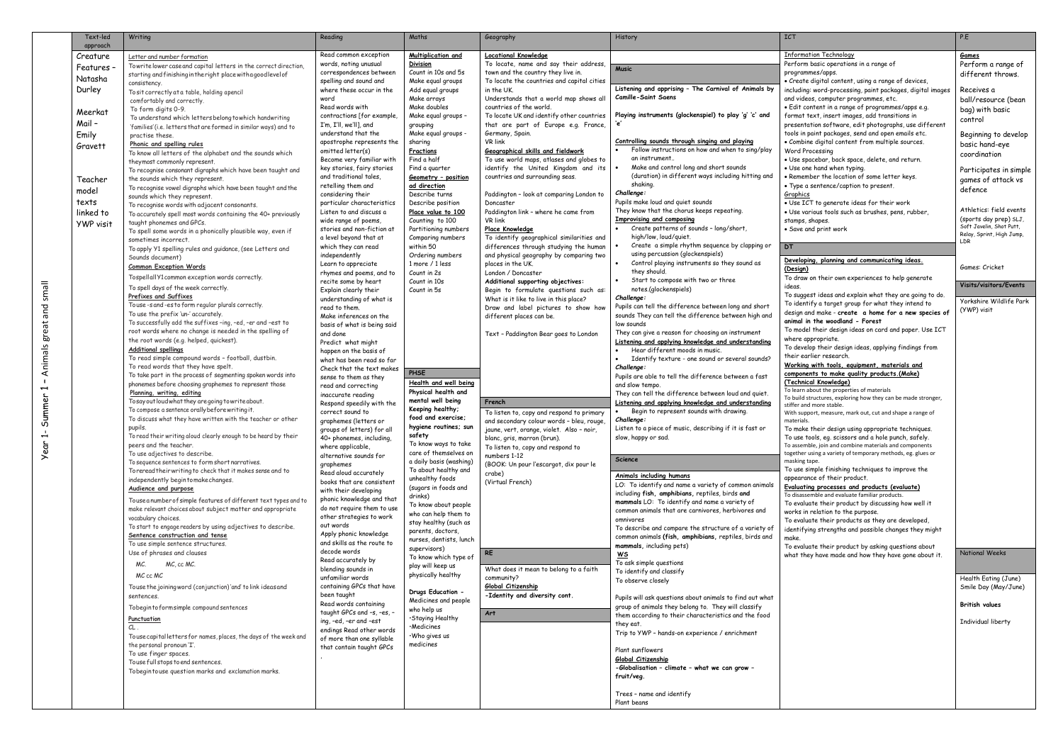# Year 1- Summer 1 – Animals great and small

| Text-led approach | Writing | Reading | Maths | Geography | History | ICT | P.E |
|---|---|---|---|---|---|---|---|
| Creature Features – Natasha Durley<br><br>Meerkat Mail – Emily Gravett<br><br>Teacher model texts linked to YWP visit | **Letter and number formation**<br>To write lower case and capital letters in the correct direction, starting and finishing in the right place with a good level of consistency.<br>To sit correctly at a table, holding a pencil comfortably and correctly.<br>To form digits 0-9.<br>To understand which letters belong to which handwriting 'families' (i.e. letters that are formed in similar ways) and to practise these.<br>**Phonic and spelling rules**<br>To know all letters of the alphabet and the sounds which they most commonly represent.<br>To recognise consonant digraphs which have been taught and the sounds which they represent.<br>To recognise vowel digraphs which have been taught and the sounds which they represent.<br>To recognise words with adjacent consonants.<br>To accurately spell most words containing the 40+ previously taught phonemes and GPCs.<br>To spell some words in a phonically plausible way, even if sometimes incorrect.<br>To apply Y1 spelling rules and guidance, (see Letters and Sounds document)<br>**Common Exception Words**<br>To spell all Y1 common exception words correctly.<br>To spell days of the week correctly.<br>**Prefixes and Suffixes**<br>To use -s and -es to form regular plurals correctly.<br>To use the prefix 'un-' accurately.<br>To successfully add the suffixes –ing, -ed, -er and –est to root words where no change is needed in the spelling of the root words (e.g. helped, quickest).<br>**Additional spellings**<br>To read simple compound words – football, dustbin.<br>To read words that they have spelt.<br>To take part in the process of segmenting spoken words into phonemes before choosing graphemes to represent those<br>**Planning, writing, editing**<br>To say out loud what they are going to write about.<br>To compose a sentence orally before writing it.<br>To discuss what they have written with the teacher or other pupils.<br>To read their writing aloud clearly enough to be heard by their peers and the teacher.<br>To use adjectives to describe.<br>To sequence sentences to form short narratives.<br>To reread their writing to check that it makes sense and to independently begin to make changes.<br>**Audience and purpose**<br>To use a number of simple features of different text types and to make relevant choices about subject matter and appropriate vocabulary choices.<br>To start to engage readers by using adjectives to describe.<br>**Sentence construction and tense**<br>To use simple sentence structures.<br>Use of phrases and clauses<br>MC. MC, cc MC.<br>MC cc MC<br>To use the joining word (conjunction) 'and' to link ideas and sentences.<br>To begin to form simple compound sentences<br>**Punctuation**<br>CL .<br>To use capital letters for names, places, the days of the week and the personal pronoun 'I'.<br>To use finger spaces.<br>To use full stops to end sentences.<br>To begin to use question marks and exclamation marks. | Read common exception words, noting unusual correspondences between spelling and sound and where these occur in the word<br>Read words with contractions [for example, I'm, I'll, we'll], and understand that the apostrophe represents the omitted letter(s)<br>Become very familiar with key stories, fairy stories and traditional tales, retelling them and considering their particular characteristics<br>Listen to and discuss a wide range of poems, stories and non-fiction at a level beyond that at which they can read independently<br>Learn to appreciate rhymes and poems, and to recite some by heart<br>Explain clearly their understanding of what is read to them.<br>Make inferences on the basis of what is being said and done<br>Predict what might happen on the basis of what has been read so far<br>Check that the text makes sense to them as they read and correcting inaccurate reading<br>Respond speedily with the correct sound to graphemes (letters or groups of letters) for all 40+ phonemes, including, where applicable, alternative sounds for graphemes<br>Read aloud accurately books that are consistent with their developing phonic knowledge and that do not require them to use other strategies to work out words<br>Apply phonic knowledge and skills as the route to decode words<br>Read accurately by blending sounds in unfamiliar words containing GPCs that have been taught<br>Read words containing taught GPCs and –s, –es, –ing, –ed, –er and –est endings Read other words of more than one syllable that contain taught GPCs<br>. | **Multiplication and Division**<br>Count in 10s and 5s<br>Make equal groups<br>Add equal groups<br>Make arrays<br>Make doubles<br>Make equal groups – grouping<br>Make equal groups - sharing<br>**Fractions**<br>Find a half<br>Find a quarter<br>**Geometry – position ad direction**<br>Describe turns<br>Describe position<br>**Place value to 100**<br>Counting to 100<br>Partitioning numbers<br>Comparing numbers within 50<br>Ordering numbers<br>1 more / 1 less<br>Count in 2s<br>Count in 10s<br>Count in 5s<br><br>**PHSE**<br>**Health and well being**<br>**Physical health and mental well being**<br>**Keeping healthy; food and exercise; hygiene routines; sun safety**<br>To know ways to take care of themselves on a daily basis (washing)<br>To about healthy and unhealthy foods (sugars in foods and drinks)<br>To know about people who can help them to stay healthy (such as parents, doctors, nurses, dentists, lunch supervisors)<br>To know which type of play will keep us physically healthy<br><br>**Drugs Education -**<br>Medicines and people who help us<br>•Staying Healthy<br>•Medicines<br>•Who gives us medicines | **Locational Knowledge**<br>To locate, name and say their address, town and the country they live in.<br>To locate the countries and capital cities in the UK.<br>Understands that a world map shows all countries of the world.<br>To locate UK and identify other countries that are part of Europe e.g. France, Germany, Spain.<br>VR link<br>**Geographical skills and fieldwork**<br>To use world maps, atlases and globes to identify the United Kingdom and its countries and surrounding seas.<br><br>Paddington – look at comparing London to Doncaster<br>Paddington link – where he came from<br>VR link<br>**Place Knowledge**<br>To identify geographical similarities and differences through studying the human and physical geography by comparing two places in the UK.<br>London / Doncaster<br>**Additional supporting objectives:**<br>Begin to formulate questions such as: What is it like to live in this place?<br>Draw and label pictures to show how different places can be.<br><br>Text – Paddington Bear goes to London<br><br>**French**<br>To listen to, copy and respond to primary and secondary colour words – bleu, rouge, jaune, vert, orange, violet. Also – noir, blanc, gris, marron (brun).<br>To listen to, copy and respond to numbers 1-12<br>(BOOK: Un pour l'escargot, dix pour le crabe)<br>(Virtual French)<br><br>**RE**<br>What does it mean to belong to a faith community?<br>**Global Citizenship**<br>**-Identity and diversity cont.**<br><br>**Art** | **Music**<br>**Listening and apprising – The Carnival of Animals by Camille-Saint Saens**<br>**Playing instruments (glockenspiel) to play 'g' 'c' and 'e'**<br>**Controlling sounds through singing and playing**<br>• Follow instructions on how and when to sing/play an instrument..<br>• Make and control long and short sounds (duration) in different ways including hitting and shaking.<br>*Challenge:*<br>Pupils make loud and quiet sounds<br>They know that the chorus keeps repeating.<br>**Improvising and composing**<br>• Create patterns of sounds – long/short, high/low, loud/quiet.<br>• Create a simple rhythm sequence by clapping or using percussion (glockenspiels)<br>• Control playing instruments so they sound as they should.<br>• Start to compose with two or three notes.(glockenspiels)<br>*Challenge:*<br>Pupils can tell the difference between long and short sounds They can tell the difference between high and low sounds<br>They can give a reason for choosing an instrument<br>**Listening and applying knowledge and understanding**<br>• Hear different moods in music.<br>• Identify texture - one sound or several sounds?<br>*Challenge:*<br>Pupils are able to tell the difference between a fast and slow tempo.<br>They can tell the difference between loud and quiet.<br>**Listening and applying knowledge and understanding**<br>• Begin to represent sounds with drawing.<br>*Challenge:*<br>Listen to a piece of music, describing if it is fast or slow, happy or sad.<br><br>**Science**<br>**Animals including humans**<br>LO: To identify and name a variety of common animals including **fish, amphibians,** reptiles, birds **and mammals** LO: To identify and name a variety of common animals that are carnivores, herbivores and omnivores<br>To describe and compare the structure of a variety of common animals (**fish, amphibians,** reptiles, birds and **mammals,** including pets)<br>**WS**<br>To ask simple questions<br>To identify and classify<br>To observe closely<br><br>Pupils will ask questions about animals to find out what group of animals they belong to. They will classify them according to their characteristics and the food they eat.<br>Trip to YWP – hands-on experience / enrichment<br><br>Plant sunflowers<br>**Global Citizenship**<br>**-Globalisation – climate – what we can grow – fruit/veg.**<br><br>Trees – name and identify<br>Plant beans | **Information Technology**<br>Perform basic operations in a range of programmes/apps.<br>• Create digital content, using a range of devices, including: word-processing, paint packages, digital images and videos, computer programmes, etc.<br>• Edit content in a range of programmes/apps e.g. format text, insert images, add transitions in presentation software, edit photographs, use different tools in paint packages, send and open emails etc.<br>• Combine digital content from multiple sources.<br>Word Processing<br>• Use spacebar, back space, delete, and return.<br>• Use one hand when typing.<br>• Remember the location of some letter keys.<br>• Type a sentence/caption to present.<br>**Graphics**<br>• Use ICT to generate ideas for their work<br>• Use various tools such as brushes, pens, rubber, stamps, shapes.<br>• Save and print work<br><br>**DT**<br>**Developing, planning and communicating ideas. (Design)**<br>To draw on their own experiences to help generate ideas.<br>To suggest ideas and explain what they are going to do.<br>To identify a target group for what they intend to design and make - **create a home for a new species of animal in the woodland - Forest**<br>To model their design ideas on card and paper. Use ICT where appropriate.<br>To develop their design ideas, applying findings from their earlier research.<br>**Working with tools, equipment, materials and components to make quality products.(Make) (Technical Knowledge)**<br>To learn about the properties of materials<br>To build structures, exploring how they can be made stronger, stiffer and more stable.<br>With support, measure, mark out, cut and shape a range of materials.<br>To make their design using appropriate techniques.<br>To use tools, eg. scissors and a hole punch, safely.<br>To assemble, join and combine materials and components together using a variety of temporary methods, eg. glues or masking tape.<br>To use simple finishing techniques to improve the appearance of their product.<br>**Evaluating processes and products (evaluate)**<br>To disassemble and evaluate familiar products.<br>To evaluate their product by discussing how well it works in relation to the purpose.<br>To evaluate their products as they are developed, identifying strengths and possible changes they might make.<br>To evaluate their product by asking questions about what they have made and how they have gone about it. | **Games**<br>Perform a range of different throws.<br><br>Receives a ball/resource (bean bag) with basic control<br><br>Beginning to develop basic hand-eye coordination<br><br>Participates in simple games of attack vs defence<br><br>Athletics: field events (sports day prep) SLJ, Soft Javelin, Shot Putt, Relay, Sprint, High Jump, LDR<br><br>Games: Cricket<br><br>**Visits/visitors/Events**<br>Yorkshire Wildlife Park (YWP) visit<br><br>National Weeks<br><br>Health Eating (June)<br>Smile Day (May/June)<br><br>**British values**<br><br>Individual liberty |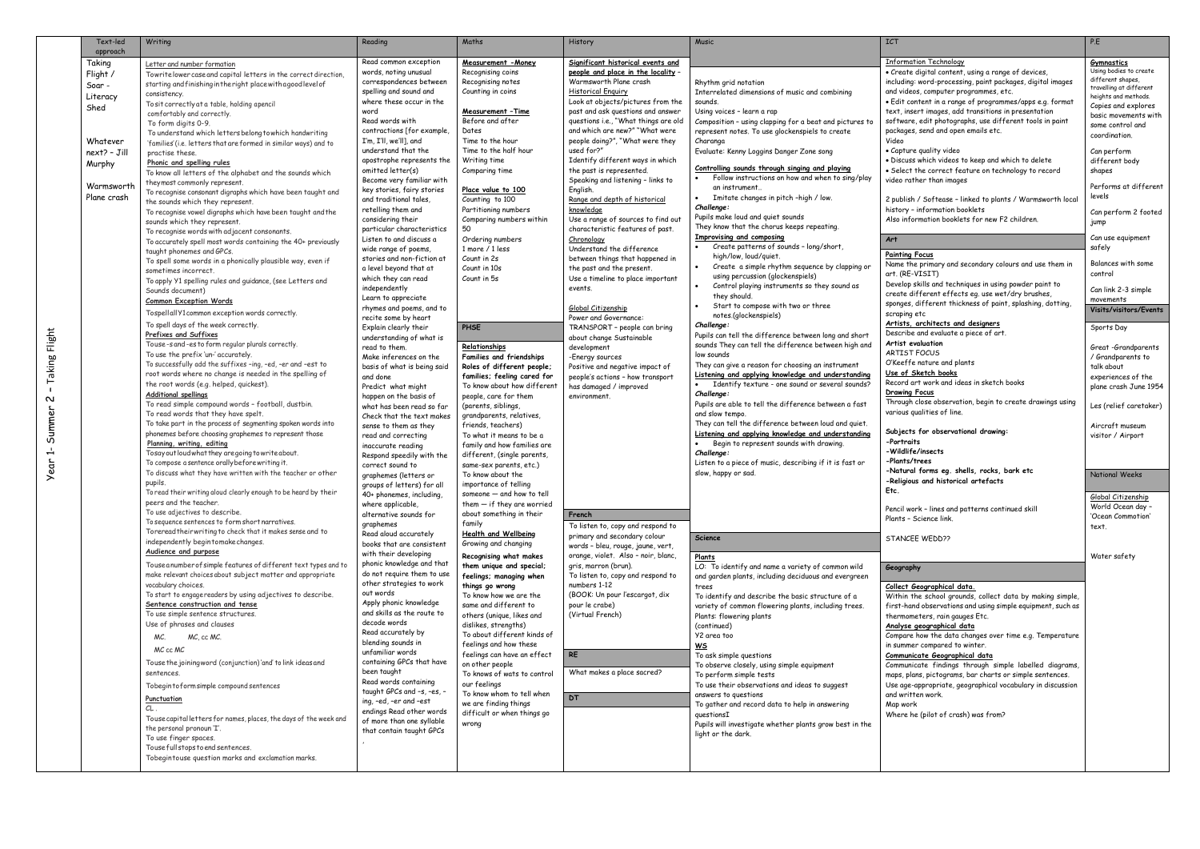| | Text-led approach | Writing | Reading | Maths | History | Music | ICT | P.E |
|---|---|---|---|---|---|---|---|---|
| Year 1- Summer 2 – Taking Flight | Taking Flight / Soar - Literacy Shed<br><br>Whatever next? – Jill Murphy<br><br>Warmsworth Plane crash | Letter and number formation<br>To write lower case and capital letters in the correct direction, starting and finishing in the right place with a good level of consistency.<br>To sit correctly at a table, holding a pencil comfortably and correctly.<br>To form digits 0-9.<br>To understand which letters belong to which handwriting 'families' (i.e. letters that are formed in similar ways) and to practise these.<br>**Phonic and spelling rules**<br>To know all letters of the alphabet and the sounds which they most commonly represent.<br>To recognise consonant digraphs which have been taught and the sounds which they represent.<br>To recognise vowel digraphs which have been taught and the sounds which they represent.<br>To recognise words with adjacent consonants.<br>To accurately spell most words containing the 40+ previously taught phonemes and GPCs.<br>To spell some words in a phonically plausible way, even if sometimes incorrect.<br>To apply Y1 spelling rules and guidance, (see Letters and Sounds document)<br>**Common Exception Words**<br>To spell all Y1 common exception words correctly.<br>To spell days of the week correctly.<br>**Prefixes and Suffixes**<br>To use -s and -es to form regular plurals correctly.<br>To use the prefix 'un-' accurately.<br>To successfully add the suffixes –ing, –ed, –er and –est to root words where no change is needed in the spelling of the root words (e.g. helped, quickest).<br>**Additional spellings**<br>To read simple compound words – football, dustbin.<br>To read words that they have spelt.<br>To take part in the process of segmenting spoken words into phonemes before choosing graphemes to represent those phonemes.<br>**Planning, writing, editing**<br>To say out loud what they are going to write about.<br>To compose a sentence orally before writing it.<br>To discuss what they have written with the teacher or other pupils.<br>To read their writing aloud clearly enough to be heard by their peers and the teacher.<br>To use adjectives to describe.<br>To sequence sentences to form short narratives.<br>To reread their writing to check that it makes sense and to independently begin to make changes.<br>**Audience and purpose**<br>To use a number of simple features of different text types and to make relevant choices about subject matter and appropriate vocabulary choices.<br>To start to engage readers by using adjectives to describe.<br>**Sentence construction and tense**<br>To use simple sentence structures.<br>Use of phrases and clauses<br>MC. MC, cc MC.<br>MC cc MC<br>To use the joining word (conjunction) 'and' to link ideas and sentences.<br>To begin to form simple compound sentences<br>**Punctuation**<br>CL .<br>To use capital letters for names, places, the days of the week and the personal pronoun 'I'.<br>To use finger spaces.<br>To use full stops to end sentences.<br>To begin to use question marks and exclamation marks. | Read common exception words, noting unusual correspondences between spelling and sound and where these occur in the word<br>Read words with contractions [for example, I'm, I'll, we'll], and understand that the apostrophe represents the omitted letter(s)<br>Become very familiar with key stories, fairy stories and traditional tales, retelling them and considering their particular characteristics<br>Listen to and discuss a wide range of poems, stories and non-fiction at a level beyond that at which they can read independently<br>Learn to appreciate rhymes and poems, and to recite some by heart<br>Explain clearly their understanding of what is read to them.<br>Make inferences on the basis of what is being said and done<br>Predict what might happen on the basis of what has been read so far<br>Check that the text makes sense to them as they read and correcting inaccurate reading<br>Respond speedily with the correct sound to graphemes (letters or groups of letters) for all 40+ phonemes, including, where applicable, alternative sounds for graphemes<br>Read aloud accurately books that are consistent with their developing phonic knowledge and that do not require them to use other strategies to work out words<br>Apply phonic knowledge and skills as the route to decode words<br>Read accurately by blending sounds in unfamiliar words containing GPCs that have been taught<br>Read words containing taught GPCs and –s, –es, –ing, –ed, –er and –est endings Read other words of more than one syllable that contain taught GPCs<br>, | **Measurement -Money**<br>Recognising coins<br>Recognising notes<br>Counting in coins<br><br>**Measurement -Time**<br>Before and after<br>Dates<br>Time to the hour<br>Time to the half hour<br>Writing time<br>Comparing time<br><br>**Place value to 100**<br>Counting to 100<br>Partitioning numbers<br>Comparing numbers within 50<br>Ordering numbers<br>1 more / 1 less<br>Count in 2s<br>Count in 10s<br>Count in 5s<br><br>**PHSE**<br><br>**Relationships**<br>**Families and friendships**<br>**Roles of different people; families; feeling cared for**<br>To know about how different people, care for them (parents, siblings, grandparents, relatives, friends, teachers)<br>To what it means to be a family and how families are different, (single parents, same-sex parents, etc.)<br>To know about the importance of telling someone — and how to tell them — if they are worried about something in their family<br>**Health and Wellbeing**<br>Growing and changing<br>**Recognising what makes them unique and special; feelings; managing when things go wrong**<br>To know how we are the same and different to others (unique, likes and dislikes, strengths)<br>To about different kinds of feelings and how these feelings can have an effect on other people<br>To knows of ways to control our feelings<br>To know whom to tell when we are finding things difficult or when things go wrong | **Significant historical events and people and place in the locality** – Warmsworth Plane crash<br>Historical Enquiry<br>Look at objects/pictures from the past and ask questions and answer questions i.e., "What things are old and which are new?" "What were they used for?"<br>Identify different ways in which the past is represented.<br>Speaking and listening – links to English.<br>Range and depth of historical knowledge<br>Use a range of sources to find out characteristic features of past.<br>Chronology<br>Understand the difference between things that happened in the past and the present.<br>Use a timeline to place important events.<br><br>Global Citizenship<br>Power and Governance:<br>TRANSPORT – people can bring about change Sustainable development<br>-Energy sources<br>Positive and negative impact of people's actions – how transport has damaged / improved environment.<br><br>**French**<br>To listen to, copy and respond to primary and secondary colour words – bleu, rouge, jaune, vert, orange, violet. Also – noir, blanc, gris, marron (brun).<br>To listen to, copy and respond to numbers 1-12<br>(BOOK: Un pour l'escargot, dix pour le crabe)<br>(Virtual French)<br><br>**RE**<br>What makes a place sacred?<br><br>**DT** | Rhythm grid notation<br>Interrelated dimensions of music and combining sounds.<br>Using voices – learn a rap<br>Composition – using clapping for a beat and pictures to represent notes. To use glockenspiels to create<br>Charanga<br>Evaluate: Kenny Loggins Danger Zone song<br>**Controlling sounds through singing and playing**<br>• Follow instructions on how and when to sing/play an instrument..<br>• Imitate changes in pitch –high / low.<br>*Challenge:*<br>Pupils make loud and quiet sounds<br>They know that the chorus keeps repeating.<br>**Improvising and composing**<br>• Create patterns of sounds – long/short, high/low, loud/quiet.<br>• Create a simple rhythm sequence by clapping or using percussion (glockenspiels)<br>• Control playing instruments so they sound as they should.<br>• Start to compose with two or three notes.(glockenspiels)<br>*Challenge:*<br>Pupils can tell the difference between long and short sounds They can tell the difference between high and low sounds<br>They can give a reason for choosing an instrument<br>**Listening and applying knowledge and understanding**<br>• Identify texture - one sound or several sounds?<br>*Challenge:*<br>Pupils are able to tell the difference between a fast and slow tempo.<br>They can tell the difference between loud and quiet.<br>**Listening and applying knowledge and understanding**<br>• Begin to represent sounds with drawing.<br>*Challenge:*<br>Listen to a piece of music, describing if it is fast or slow, happy or sad.<br><br>**Science**<br><br>**Plants**<br>LO: To identify and name a variety of common wild and garden plants, including deciduous and evergreen trees<br>To identify and describe the basic structure of a variety of common flowering plants, including trees.<br>Plants: flowering plants<br>(continued)<br>Y2 area too<br>**WS**<br>To ask simple questions<br>To observe closely, using simple equipment<br>To perform simple tests<br>To use their observations and ideas to suggest answers to questions<br>To gather and record data to help in answering questionsI<br>Pupils will investigate whether plants grow best in the light or the dark. | Information Technology<br>• Create digital content, using a range of devices, including: word-processing, paint packages, digital images and videos, computer programmes, etc.<br>• Edit content in a range of programmes/apps e.g. format text, insert images, add transitions in presentation software, edit photographs, use different tools in paint packages, send and open emails etc.<br>Video<br>• Capture quality video<br>• Discuss which videos to keep and which to delete<br>• Select the correct feature on technology to record video rather than images<br><br>2 publish / Softease – linked to plants / Warmsworth local history – information booklets<br>Also information booklets for new F2 children.<br><br>**Art**<br><br>**Painting Focus**<br>Name the primary and secondary colours and use them in art. (RE-VISIT)<br>Develop skills and techniques in using powder paint to create different effects eg. use wet/dry brushes, sponges, different thickness of paint, splashing, dotting, scraping etc<br>**Artists, architects and designers**<br>Describe and evaluate a piece of art.<br>**Artist evaluation**<br>ARTIST FOCUS<br>O'Keeffe nature and plants<br>**Use of Sketch books**<br>Record art work and ideas in sketch books<br>**Drawing Focus**<br>Through close observation, begin to create drawings using various qualities of line.<br><br>**Subjects for observational drawing:**<br>**-Portraits**<br>**-Wildlife/insects**<br>**-Plants/trees**<br>**-Natural forms eg. shells, rocks, bark etc**<br>**-Religious and historical artefacts**<br>**Etc.**<br><br>Pencil work – lines and patterns continued skill<br>Plants – Science link.<br><br>STANCEE WEDD??<br><br>**Geography**<br><br>**Collect Geographical data.**<br>Within the school grounds, collect data by making simple, first-hand observations and using simple equipment, such as thermometers, rain gauges Etc.<br>**Analyse geographical data**<br>Compare how the data changes over time e.g. Temperature in summer compared to winter.<br>**Communicate Geographical data**<br>Communicate findings through simple labelled diagrams, maps, plans, pictograms, bar charts or simple sentences.<br>Use age-appropriate, geographical vocabulary in discussion and written work.<br>Map work<br>Where he (pilot of crash) was from? | **Gymnastics**<br>Using bodies to create different shapes, travelling at different heights and methods.<br>Copies and explores basic movements with some control and coordination.<br><br>Can perform different body shapes<br><br>Performs at different levels<br><br>Can perform 2 footed jump<br><br>Can use equipment safely<br><br>Balances with some control<br><br>Can link 2-3 simple movements<br><br>**Visits/visitors/Events**<br><br>Sports Day<br><br>Great -Grandparents / Grandparents to talk about experiences of the plane crash June 1954<br><br>Les (relief caretaker)<br><br>Aircraft museum visitor / Airport<br><br>**National Weeks**<br><br>Global Citizenship<br>World Ocean day – 'Ocean Commotion' text.<br><br>Water safety |